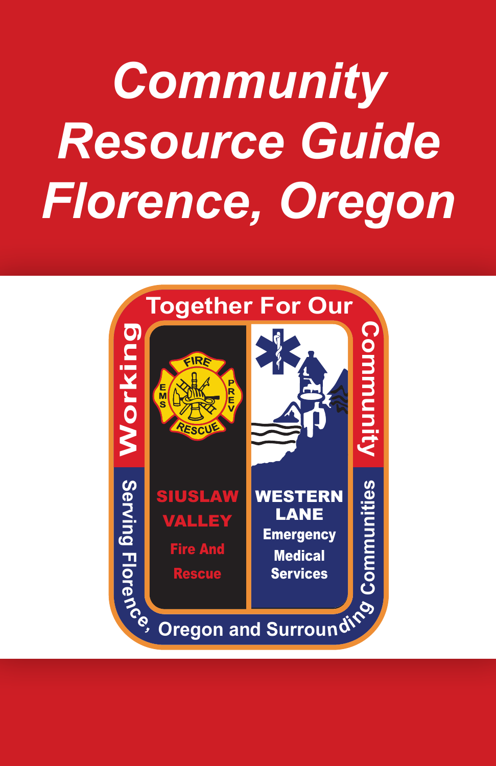# *Community Resource Guide Florence, Oregon*

Working Together For Our Community

SIUSLAW VALLEY Fire And Rescue

WESTERN LANE Emergency Medical Services

Serving Florence, Oregon and Surrounding Communities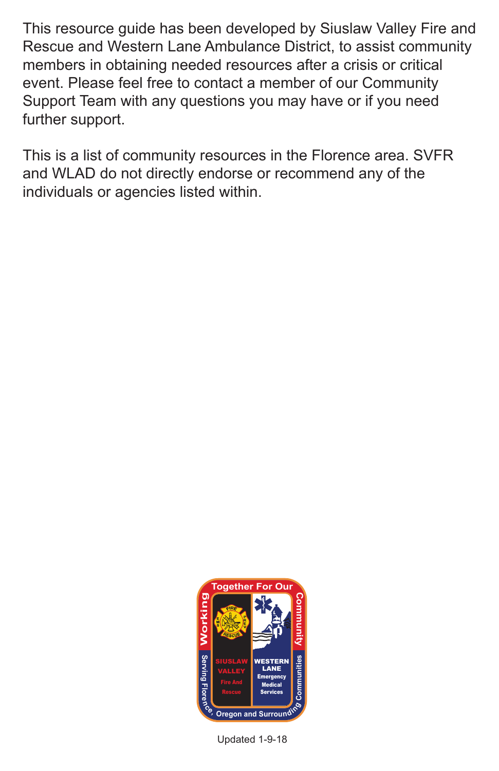This resource guide has been developed by Siuslaw Valley Fire and Rescue and Western Lane Ambulance District, to assist community members in obtaining needed resources after a crisis or critical event. Please feel free to contact a member of our Community Support Team with any questions you may have or if you need further support.

This is a list of community resources in the Florence area. SVFR and WLAD do not directly endorse or recommend any of the individuals or agencies listed within.

Updated 1-9-18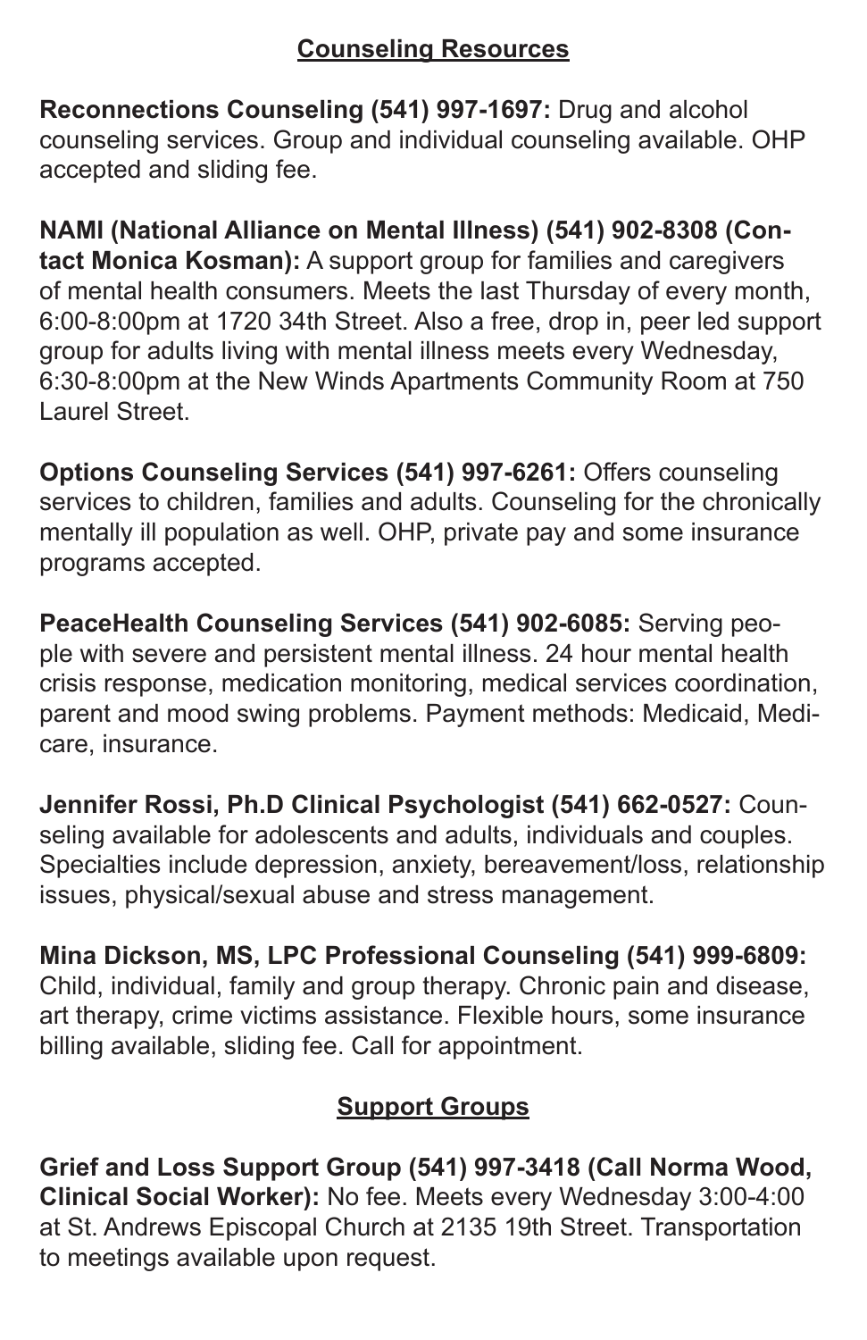## Counseling Resources

**Reconnections Counseling (541) 997-1697:** Drug and alcohol counseling services. Group and individual counseling available. OHP accepted and sliding fee.

**NAMI (National Alliance on Mental Illness) (541) 902-8308 (Contact Monica Kosman):** A support group for families and caregivers of mental health consumers. Meets the last Thursday of every month, 6:00-8:00pm at 1720 34th Street. Also a free, drop in, peer led support group for adults living with mental illness meets every Wednesday, 6:30-8:00pm at the New Winds Apartments Community Room at 750 Laurel Street.

**Options Counseling Services (541) 997-6261:** Offers counseling services to children, families and adults. Counseling for the chronically mentally ill population as well. OHP, private pay and some insurance programs accepted.

**PeaceHealth Counseling Services (541) 902-6085:** Serving people with severe and persistent mental illness. 24 hour mental health crisis response, medication monitoring, medical services coordination, parent and mood swing problems. Payment methods: Medicaid, Medicare, insurance.

**Jennifer Rossi, Ph.D Clinical Psychologist (541) 662-0527:** Counseling available for adolescents and adults, individuals and couples. Specialties include depression, anxiety, bereavement/loss, relationship issues, physical/sexual abuse and stress management.

**Mina Dickson, MS, LPC Professional Counseling (541) 999-6809:** Child, individual, family and group therapy. Chronic pain and disease, art therapy, crime victims assistance. Flexible hours, some insurance billing available, sliding fee. Call for appointment.

## Support Groups

**Grief and Loss Support Group (541) 997-3418 (Call Norma Wood, Clinical Social Worker):** No fee. Meets every Wednesday 3:00-4:00 at St. Andrews Episcopal Church at 2135 19th Street. Transportation to meetings available upon request.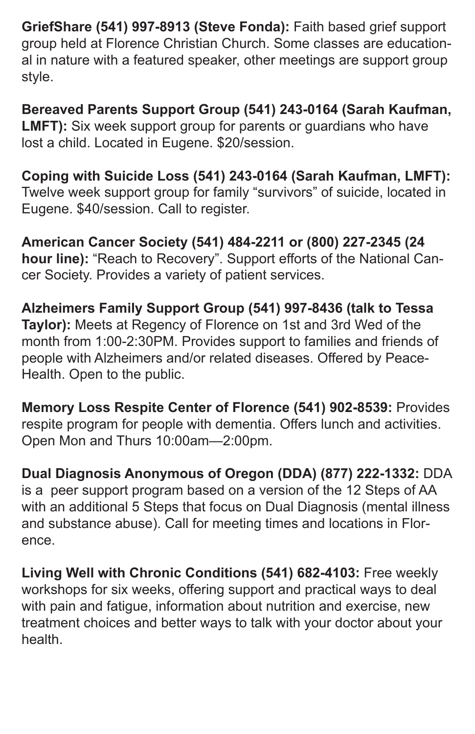**GriefShare (541) 997-8913 (Steve Fonda):** Faith based grief support group held at Florence Christian Church. Some classes are educational in nature with a featured speaker, other meetings are support group style.

**Bereaved Parents Support Group (541) 243-0164 (Sarah Kaufman, LMFT):** Six week support group for parents or guardians who have lost a child. Located in Eugene. $20/session.

**Coping with Suicide Loss (541) 243-0164 (Sarah Kaufman, LMFT):** Twelve week support group for family "survivors" of suicide, located in Eugene. $40/session. Call to register.

**American Cancer Society (541) 484-2211 or (800) 227-2345 (24 hour line):** "Reach to Recovery". Support efforts of the National Cancer Society. Provides a variety of patient services.

**Alzheimers Family Support Group (541) 997-8436 (talk to Tessa Taylor):** Meets at Regency of Florence on 1st and 3rd Wed of the month from 1:00-2:30PM. Provides support to families and friends of people with Alzheimers and/or related diseases. Offered by PeaceHealth. Open to the public.

**Memory Loss Respite Center of Florence (541) 902-8539:** Provides respite program for people with dementia. Offers lunch and activities. Open Mon and Thurs 10:00am—2:00pm.

**Dual Diagnosis Anonymous of Oregon (DDA) (877) 222-1332:** DDA is a peer support program based on a version of the 12 Steps of AA with an additional 5 Steps that focus on Dual Diagnosis (mental illness and substance abuse). Call for meeting times and locations in Florence.

**Living Well with Chronic Conditions (541) 682-4103:** Free weekly workshops for six weeks, offering support and practical ways to deal with pain and fatigue, information about nutrition and exercise, new treatment choices and better ways to talk with your doctor about your health.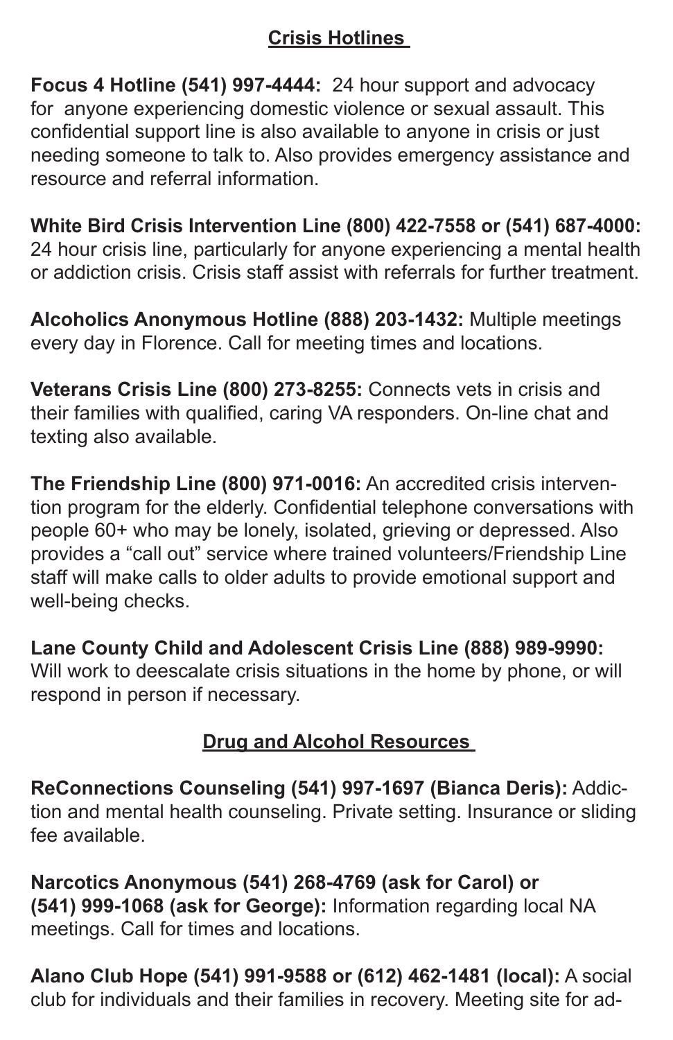## Crisis Hotlines

**Focus 4 Hotline (541) 997-4444:** 24 hour support and advocacy for anyone experiencing domestic violence or sexual assault. This confidential support line is also available to anyone in crisis or just needing someone to talk to. Also provides emergency assistance and resource and referral information.

**White Bird Crisis Intervention Line (800) 422-7558 or (541) 687-4000:** 24 hour crisis line, particularly for anyone experiencing a mental health or addiction crisis. Crisis staff assist with referrals for further treatment.

**Alcoholics Anonymous Hotline (888) 203-1432:** Multiple meetings every day in Florence. Call for meeting times and locations.

**Veterans Crisis Line (800) 273-8255:** Connects vets in crisis and their families with qualified, caring VA responders. On-line chat and texting also available.

**The Friendship Line (800) 971-0016:** An accredited crisis intervention program for the elderly. Confidential telephone conversations with people 60+ who may be lonely, isolated, grieving or depressed. Also provides a "call out" service where trained volunteers/Friendship Line staff will make calls to older adults to provide emotional support and well-being checks.

**Lane County Child and Adolescent Crisis Line (888) 989-9990:** Will work to deescalate crisis situations in the home by phone, or will respond in person if necessary.

## Drug and Alcohol Resources

**ReConnections Counseling (541) 997-1697 (Bianca Deris):** Addiction and mental health counseling. Private setting. Insurance or sliding fee available.

**Narcotics Anonymous (541) 268-4769 (ask for Carol) or (541) 999-1068 (ask for George):** Information regarding local NA meetings. Call for times and locations.

**Alano Club Hope (541) 991-9588 or (612) 462-1481 (local):** A social club for individuals and their families in recovery. Meeting site for ad-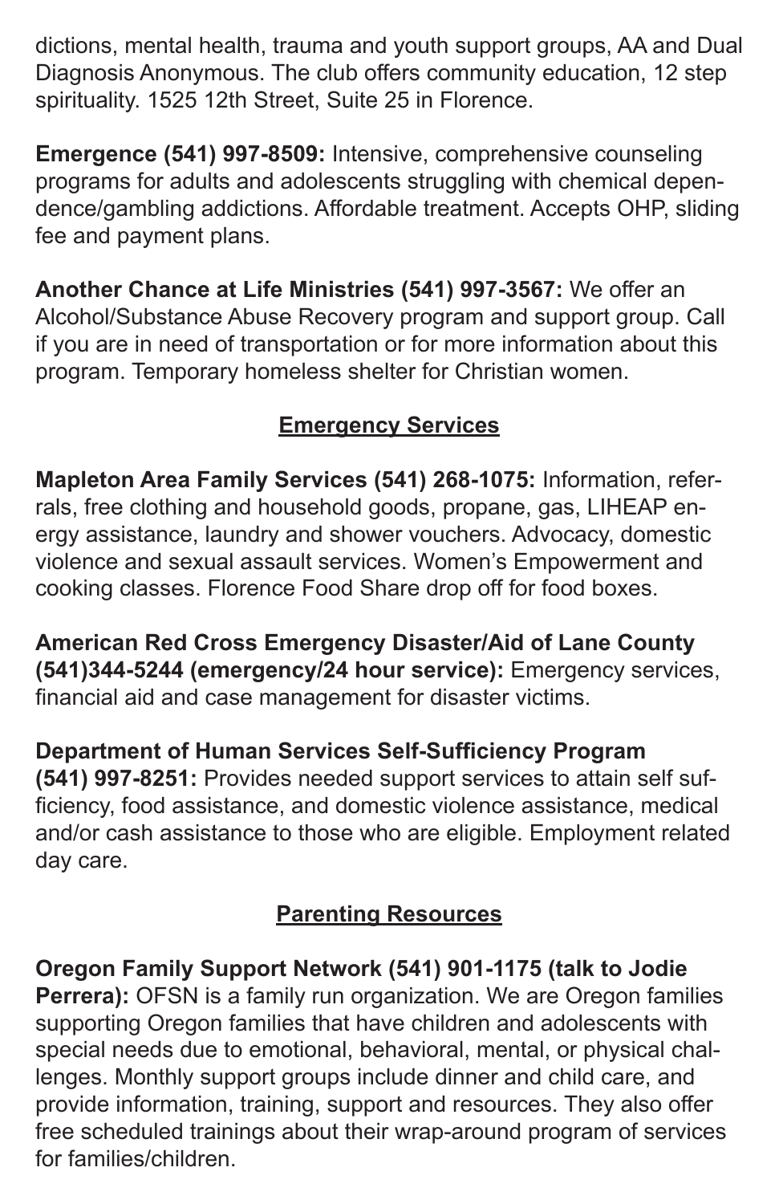dictions, mental health, trauma and youth support groups, AA and Dual Diagnosis Anonymous. The club offers community education, 12 step spirituality. 1525 12th Street, Suite 25 in Florence.

**Emergence (541) 997-8509:** Intensive, comprehensive counseling programs for adults and adolescents struggling with chemical dependence/gambling addictions. Affordable treatment. Accepts OHP, sliding fee and payment plans.

**Another Chance at Life Ministries (541) 997-3567:** We offer an Alcohol/Substance Abuse Recovery program and support group. Call if you are in need of transportation or for more information about this program. Temporary homeless shelter for Christian women.

## Emergency Services

**Mapleton Area Family Services (541) 268-1075:** Information, referrals, free clothing and household goods, propane, gas, LIHEAP energy assistance, laundry and shower vouchers. Advocacy, domestic violence and sexual assault services. Women's Empowerment and cooking classes. Florence Food Share drop off for food boxes.

**American Red Cross Emergency Disaster/Aid of Lane County (541)344-5244 (emergency/24 hour service):** Emergency services, financial aid and case management for disaster victims.

**Department of Human Services Self-Sufficiency Program (541) 997-8251:** Provides needed support services to attain self sufficiency, food assistance, and domestic violence assistance, medical and/or cash assistance to those who are eligible. Employment related day care.

## Parenting Resources

**Oregon Family Support Network (541) 901-1175 (talk to Jodie Perrera):** OFSN is a family run organization. We are Oregon families supporting Oregon families that have children and adolescents with special needs due to emotional, behavioral, mental, or physical challenges. Monthly support groups include dinner and child care, and provide information, training, support and resources. They also offer free scheduled trainings about their wrap-around program of services for families/children.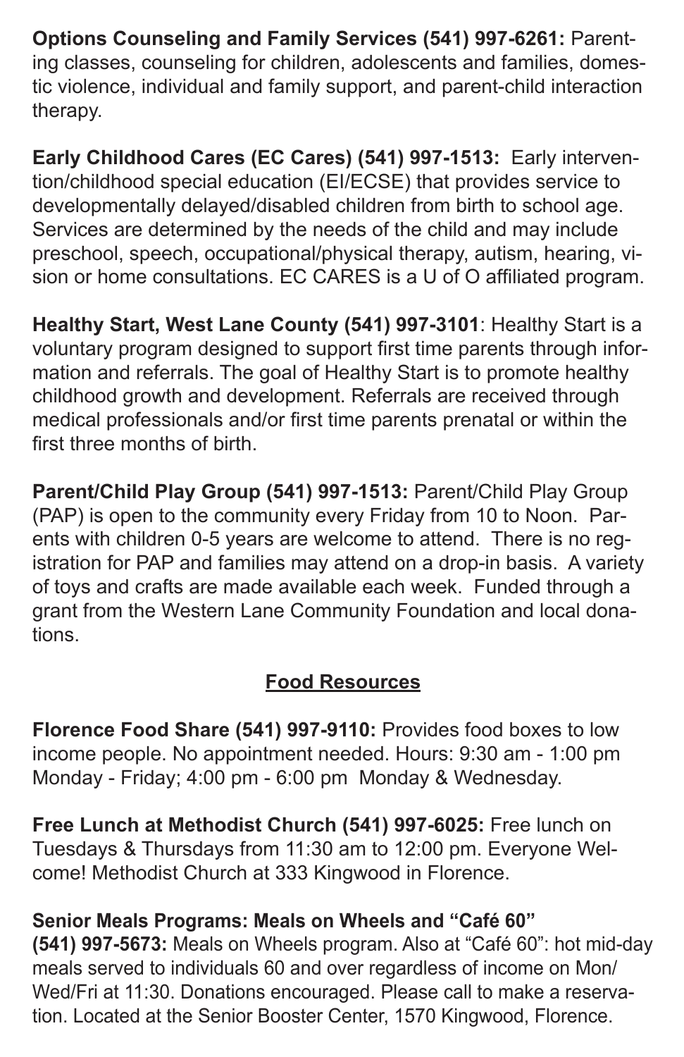**Options Counseling and Family Services (541) 997-6261:** Parenting classes, counseling for children, adolescents and families, domestic violence, individual and family support, and parent-child interaction therapy.

**Early Childhood Cares (EC Cares) (541) 997-1513:** Early intervention/childhood special education (EI/ECSE) that provides service to developmentally delayed/disabled children from birth to school age. Services are determined by the needs of the child and may include preschool, speech, occupational/physical therapy, autism, hearing, vision or home consultations. EC CARES is a U of O affiliated program.

**Healthy Start, West Lane County (541) 997-3101**: Healthy Start is a voluntary program designed to support first time parents through information and referrals. The goal of Healthy Start is to promote healthy childhood growth and development. Referrals are received through medical professionals and/or first time parents prenatal or within the first three months of birth.

**Parent/Child Play Group (541) 997-1513:** Parent/Child Play Group (PAP) is open to the community every Friday from 10 to Noon. Parents with children 0-5 years are welcome to attend. There is no registration for PAP and families may attend on a drop-in basis. A variety of toys and crafts are made available each week. Funded through a grant from the Western Lane Community Foundation and local donations.

## Food Resources

**Florence Food Share (541) 997-9110:** Provides food boxes to low income people. No appointment needed. Hours: 9:30 am - 1:00 pm Monday - Friday; 4:00 pm - 6:00 pm Monday & Wednesday.

**Free Lunch at Methodist Church (541) 997-6025:** Free lunch on Tuesdays & Thursdays from 11:30 am to 12:00 pm. Everyone Welcome! Methodist Church at 333 Kingwood in Florence.

**Senior Meals Programs: Meals on Wheels and "Café 60" (541) 997-5673:** Meals on Wheels program. Also at "Café 60": hot mid-day meals served to individuals 60 and over regardless of income on Mon/Wed/Fri at 11:30. Donations encouraged. Please call to make a reservation. Located at the Senior Booster Center, 1570 Kingwood, Florence.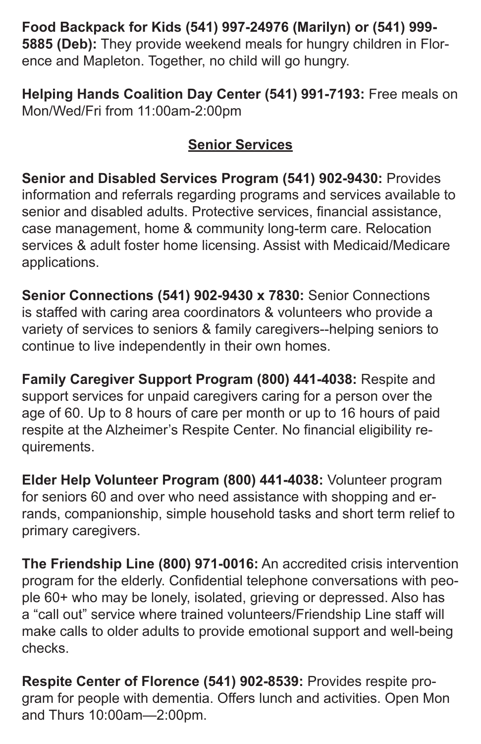**Food Backpack for Kids (541) 997-24976 (Marilyn) or (541) 999-5885 (Deb):** They provide weekend meals for hungry children in Florence and Mapleton. Together, no child will go hungry.

**Helping Hands Coalition Day Center (541) 991-7193:** Free meals on Mon/Wed/Fri from 11:00am-2:00pm

## <u>Senior Services</u>

**Senior and Disabled Services Program (541) 902-9430:** Provides information and referrals regarding programs and services available to senior and disabled adults. Protective services, financial assistance, case management, home & community long-term care. Relocation services & adult foster home licensing. Assist with Medicaid/Medicare applications.

**Senior Connections (541) 902-9430 x 7830:** Senior Connections is staffed with caring area coordinators & volunteers who provide a variety of services to seniors & family caregivers--helping seniors to continue to live independently in their own homes.

**Family Caregiver Support Program (800) 441-4038:** Respite and support services for unpaid caregivers caring for a person over the age of 60. Up to 8 hours of care per month or up to 16 hours of paid respite at the Alzheimer's Respite Center. No financial eligibility requirements.

**Elder Help Volunteer Program (800) 441-4038:** Volunteer program for seniors 60 and over who need assistance with shopping and errands, companionship, simple household tasks and short term relief to primary caregivers.

**The Friendship Line (800) 971-0016:** An accredited crisis intervention program for the elderly. Confidential telephone conversations with people 60+ who may be lonely, isolated, grieving or depressed. Also has a "call out" service where trained volunteers/Friendship Line staff will make calls to older adults to provide emotional support and well-being checks.

**Respite Center of Florence (541) 902-8539:** Provides respite program for people with dementia. Offers lunch and activities. Open Mon and Thurs 10:00am—2:00pm.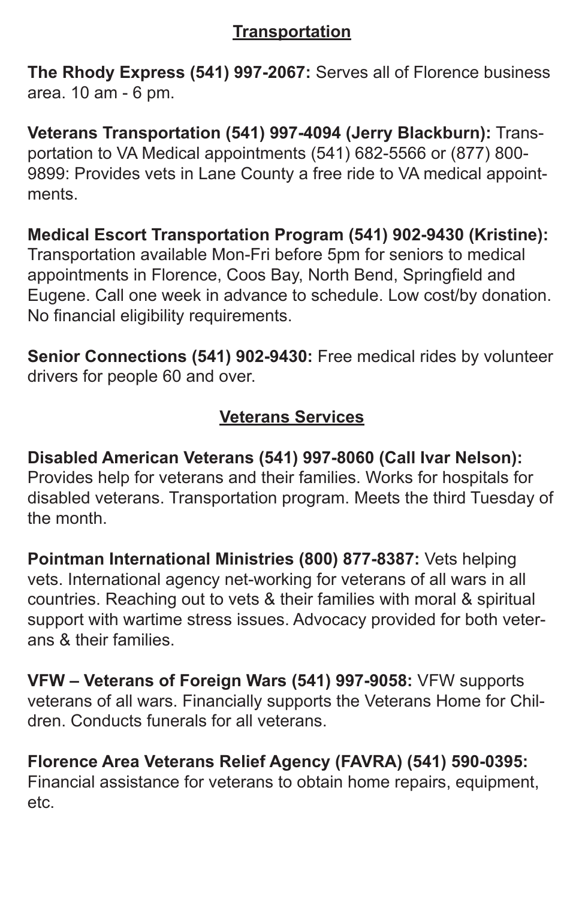## Transportation

**The Rhody Express (541) 997-2067:** Serves all of Florence business area. 10 am - 6 pm.

**Veterans Transportation (541) 997-4094 (Jerry Blackburn):** Transportation to VA Medical appointments (541) 682-5566 or (877) 800-9899: Provides vets in Lane County a free ride to VA medical appointments.

**Medical Escort Transportation Program (541) 902-9430 (Kristine):** Transportation available Mon-Fri before 5pm for seniors to medical appointments in Florence, Coos Bay, North Bend, Springfield and Eugene. Call one week in advance to schedule. Low cost/by donation. No financial eligibility requirements.

**Senior Connections (541) 902-9430:** Free medical rides by volunteer drivers for people 60 and over.

## Veterans Services

**Disabled American Veterans (541) 997-8060 (Call Ivar Nelson):** Provides help for veterans and their families. Works for hospitals for disabled veterans. Transportation program. Meets the third Tuesday of the month.

**Pointman International Ministries (800) 877-8387:** Vets helping vets. International agency net-working for veterans of all wars in all countries. Reaching out to vets & their families with moral & spiritual support with wartime stress issues. Advocacy provided for both veterans & their families.

**VFW – Veterans of Foreign Wars (541) 997-9058:** VFW supports veterans of all wars. Financially supports the Veterans Home for Children. Conducts funerals for all veterans.

**Florence Area Veterans Relief Agency (FAVRA) (541) 590-0395:** Financial assistance for veterans to obtain home repairs, equipment, etc.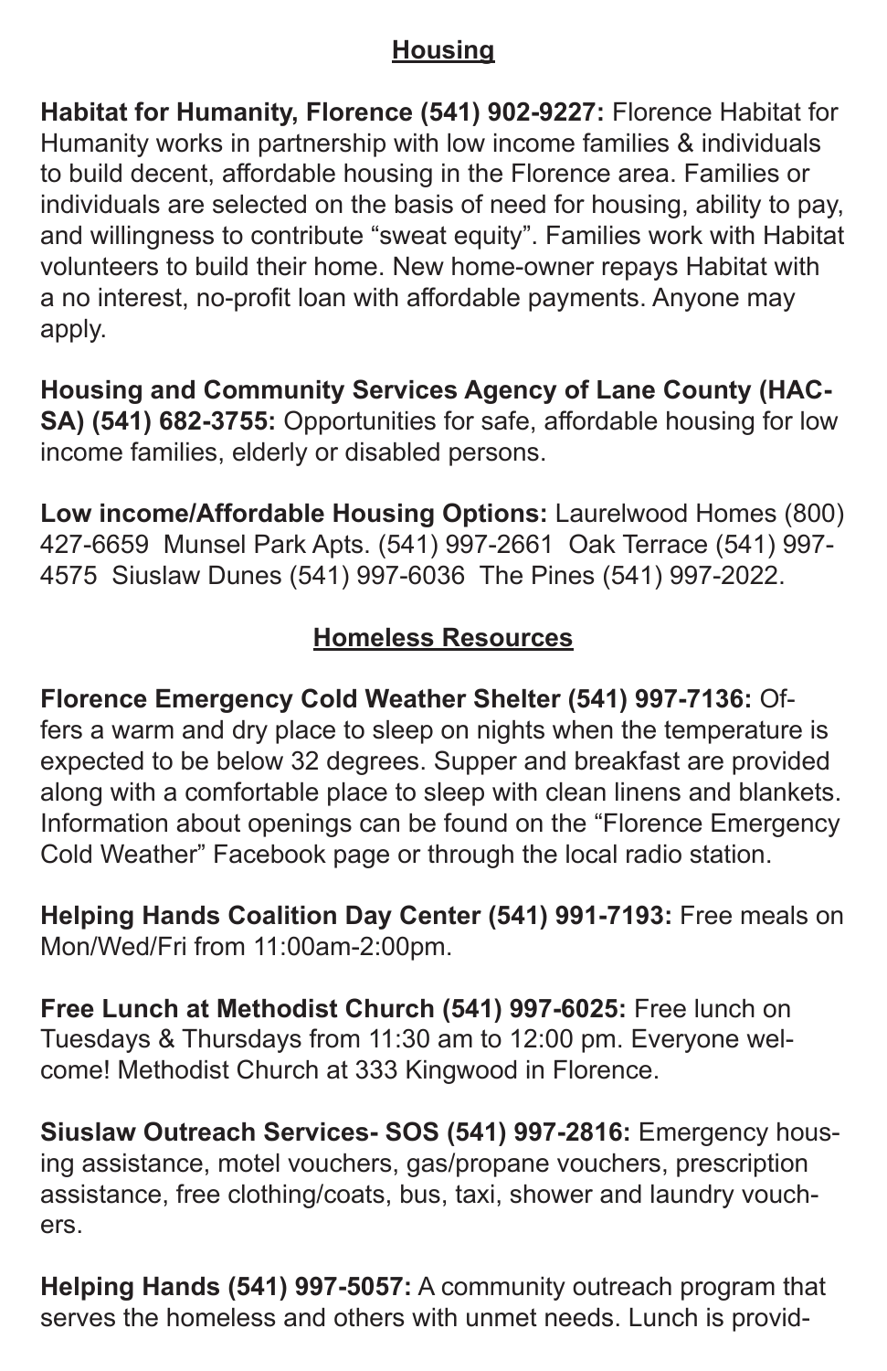## Housing

**Habitat for Humanity, Florence (541) 902-9227:** Florence Habitat for Humanity works in partnership with low income families & individuals to build decent, affordable housing in the Florence area. Families or individuals are selected on the basis of need for housing, ability to pay, and willingness to contribute "sweat equity". Families work with Habitat volunteers to build their home. New home-owner repays Habitat with a no interest, no-profit loan with affordable payments. Anyone may apply.

**Housing and Community Services Agency of Lane County (HACSA) (541) 682-3755:** Opportunities for safe, affordable housing for low income families, elderly or disabled persons.

**Low income/Affordable Housing Options:** Laurelwood Homes (800) 427-6659 Munsel Park Apts. (541) 997-2661 Oak Terrace (541) 997-4575 Siuslaw Dunes (541) 997-6036 The Pines (541) 997-2022.

## Homeless Resources

**Florence Emergency Cold Weather Shelter (541) 997-7136:** Offers a warm and dry place to sleep on nights when the temperature is expected to be below 32 degrees. Supper and breakfast are provided along with a comfortable place to sleep with clean linens and blankets. Information about openings can be found on the "Florence Emergency Cold Weather" Facebook page or through the local radio station.

**Helping Hands Coalition Day Center (541) 991-7193:** Free meals on Mon/Wed/Fri from 11:00am-2:00pm.

**Free Lunch at Methodist Church (541) 997-6025:** Free lunch on Tuesdays & Thursdays from 11:30 am to 12:00 pm. Everyone welcome! Methodist Church at 333 Kingwood in Florence.

**Siuslaw Outreach Services- SOS (541) 997-2816:** Emergency housing assistance, motel vouchers, gas/propane vouchers, prescription assistance, free clothing/coats, bus, taxi, shower and laundry vouchers.

**Helping Hands (541) 997-5057:** A community outreach program that serves the homeless and others with unmet needs. Lunch is provid-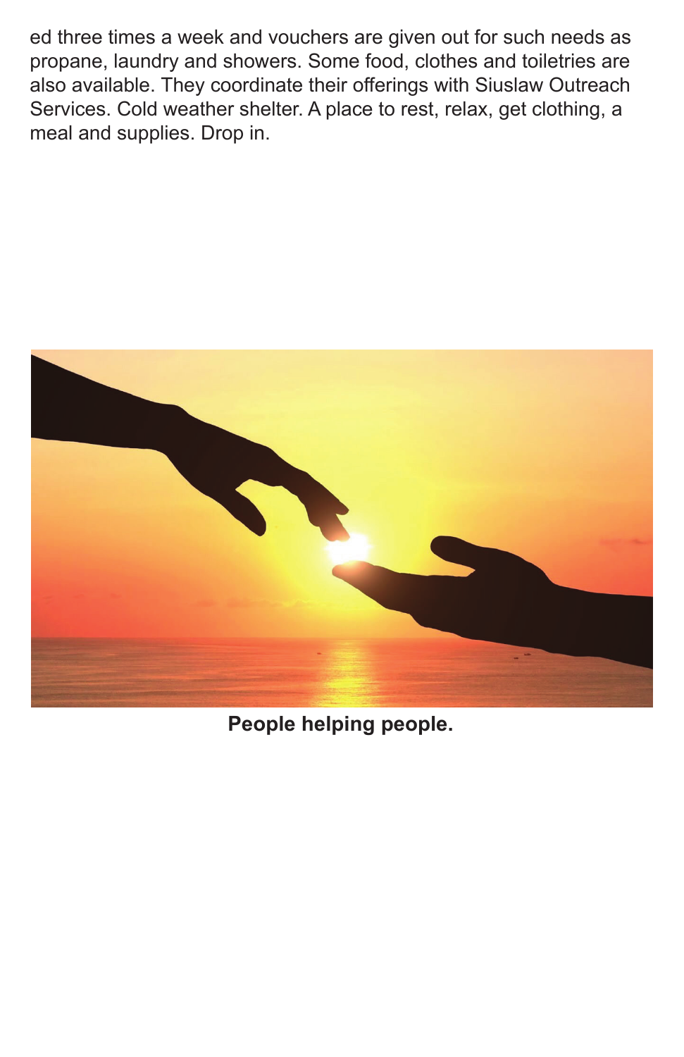ed three times a week and vouchers are given out for such needs as propane, laundry and showers. Some food, clothes and toiletries are also available. They coordinate their offerings with Siuslaw Outreach Services. Cold weather shelter. A place to rest, relax, get clothing, a meal and supplies. Drop in.

**People helping people.**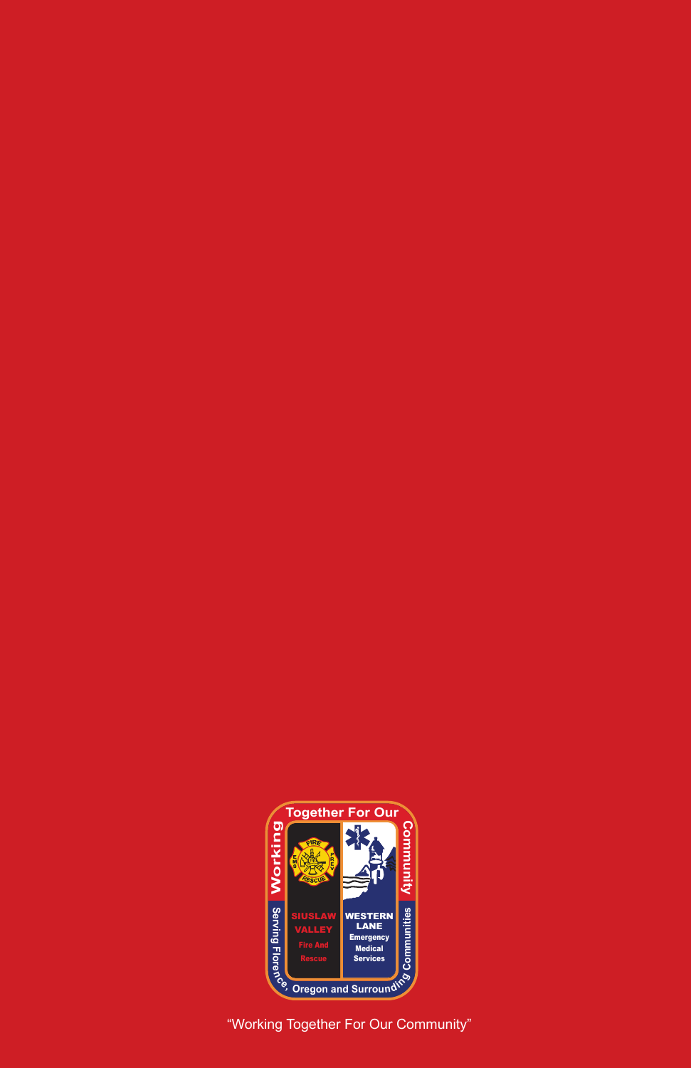“Working Together For Our Community”